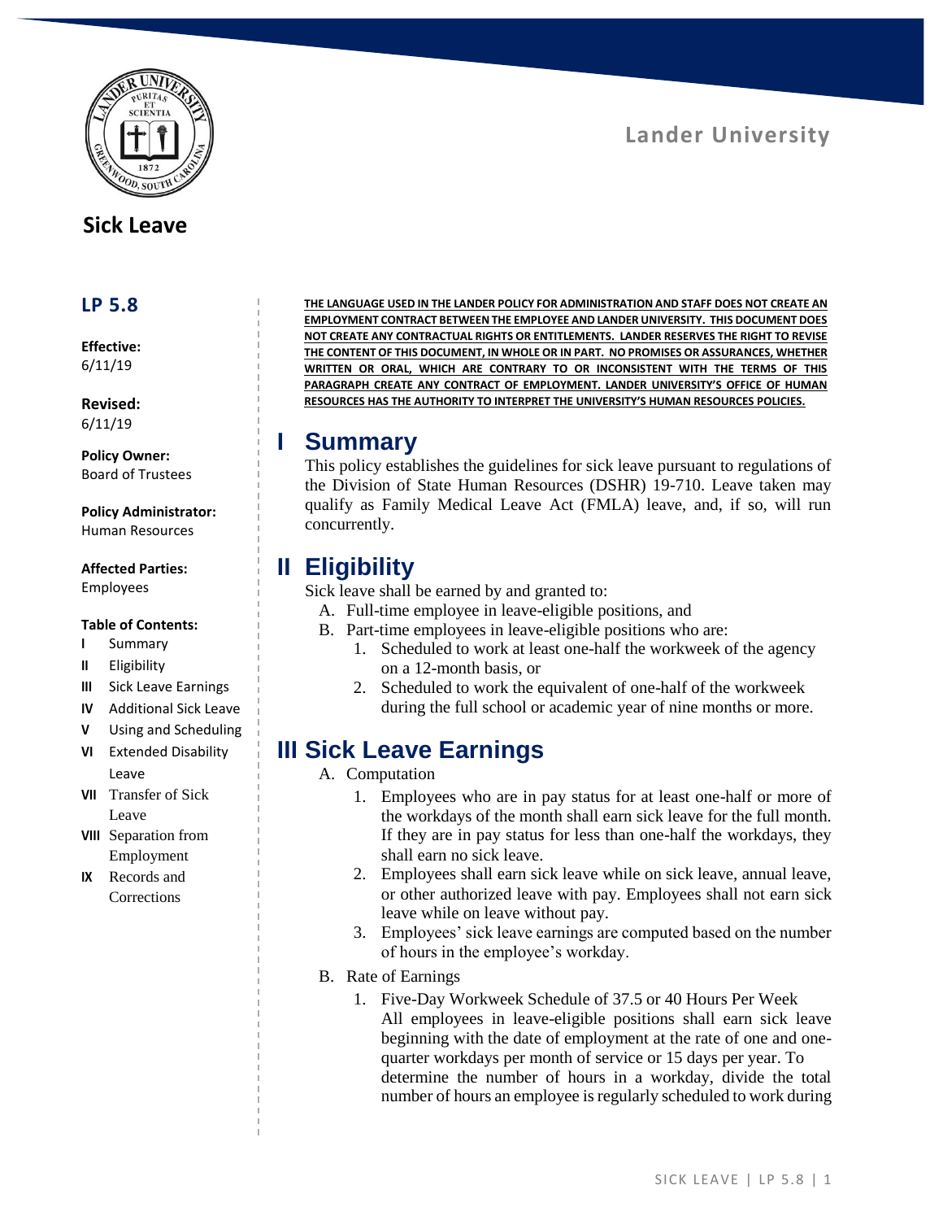Lander University

# Sick Leave

## LP 5.8

**Effective:**
6/11/19

**Revised:**
6/11/19

**Policy Owner:**
Board of Trustees

**Policy Administrator:**
Human Resources

**Affected Parties:**
Employees

**Table of Contents:**

- **I** Summary
- **II** Eligibility
- **III** Sick Leave Earnings
- **IV** Additional Sick Leave
- **V** Using and Scheduling
- **VI** Extended Disability Leave
- **VII** Transfer of Sick Leave
- **VIII** Separation from Employment
- **IX** Records and Corrections

**THE LANGUAGE USED IN THE LANDER POLICY FOR ADMINISTRATION AND STAFF DOES NOT CREATE AN EMPLOYMENT CONTRACT BETWEEN THE EMPLOYEE AND LANDER UNIVERSITY. THIS DOCUMENT DOES NOT CREATE ANY CONTRACTUAL RIGHTS OR ENTITLEMENTS. LANDER RESERVES THE RIGHT TO REVISE THE CONTENT OF THIS DOCUMENT, IN WHOLE OR IN PART. NO PROMISES OR ASSURANCES, WHETHER WRITTEN OR ORAL, WHICH ARE CONTRARY TO OR INCONSISTENT WITH THE TERMS OF THIS PARAGRAPH CREATE ANY CONTRACT OF EMPLOYMENT. LANDER UNIVERSITY'S OFFICE OF HUMAN RESOURCES HAS THE AUTHORITY TO INTERPRET THE UNIVERSITY'S HUMAN RESOURCES POLICIES.**

## I Summary

This policy establishes the guidelines for sick leave pursuant to regulations of the Division of State Human Resources (DSHR) 19-710. Leave taken may qualify as Family Medical Leave Act (FMLA) leave, and, if so, will run concurrently.

## II Eligibility

Sick leave shall be earned by and granted to:

A. Full-time employee in leave-eligible positions, and
B. Part-time employees in leave-eligible positions who are:
   1. Scheduled to work at least one-half the workweek of the agency on a 12-month basis, or
   2. Scheduled to work the equivalent of one-half of the workweek during the full school or academic year of nine months or more.

## III Sick Leave Earnings

A. Computation
   1. Employees who are in pay status for at least one-half or more of the workdays of the month shall earn sick leave for the full month. If they are in pay status for less than one-half the workdays, they shall earn no sick leave.
   2. Employees shall earn sick leave while on sick leave, annual leave, or other authorized leave with pay. Employees shall not earn sick leave while on leave without pay.
   3. Employees' sick leave earnings are computed based on the number of hours in the employee's workday.

B. Rate of Earnings
   1. Five-Day Workweek Schedule of 37.5 or 40 Hours Per Week
      All employees in leave-eligible positions shall earn sick leave beginning with the date of employment at the rate of one and one-quarter workdays per month of service or 15 days per year. To determine the number of hours in a workday, divide the total number of hours an employee is regularly scheduled to work during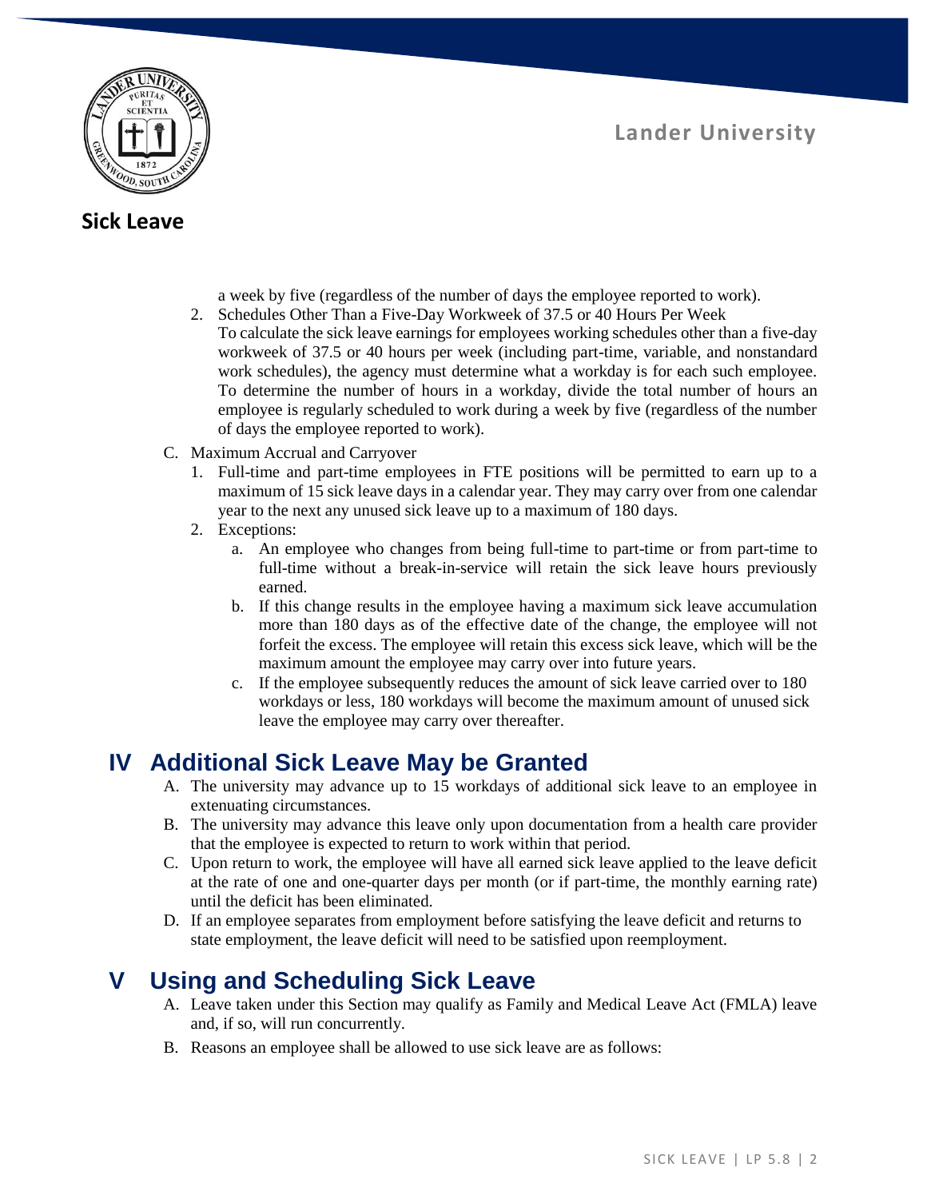a week by five (regardless of the number of days the employee reported to work).

2. Schedules Other Than a Five-Day Workweek of 37.5 or 40 Hours Per Week
   To calculate the sick leave earnings for employees working schedules other than a five-day workweek of 37.5 or 40 hours per week (including part-time, variable, and nonstandard work schedules), the agency must determine what a workday is for each such employee. To determine the number of hours in a workday, divide the total number of hours an employee is regularly scheduled to work during a week by five (regardless of the number of days the employee reported to work).

C. Maximum Accrual and Carryover

1. Full-time and part-time employees in FTE positions will be permitted to earn up to a maximum of 15 sick leave days in a calendar year. They may carry over from one calendar year to the next any unused sick leave up to a maximum of 180 days.
2. Exceptions:
   a. An employee who changes from being full-time to part-time or from part-time to full-time without a break-in-service will retain the sick leave hours previously earned.
   b. If this change results in the employee having a maximum sick leave accumulation more than 180 days as of the effective date of the change, the employee will not forfeit the excess. The employee will retain this excess sick leave, which will be the maximum amount the employee may carry over into future years.
   c. If the employee subsequently reduces the amount of sick leave carried over to 180 workdays or less, 180 workdays will become the maximum amount of unused sick leave the employee may carry over thereafter.

# IV Additional Sick Leave May be Granted

A. The university may advance up to 15 workdays of additional sick leave to an employee in extenuating circumstances.

B. The university may advance this leave only upon documentation from a health care provider that the employee is expected to return to work within that period.

C. Upon return to work, the employee will have all earned sick leave applied to the leave deficit at the rate of one and one-quarter days per month (or if part-time, the monthly earning rate) until the deficit has been eliminated.

D. If an employee separates from employment before satisfying the leave deficit and returns to state employment, the leave deficit will need to be satisfied upon reemployment.

# V Using and Scheduling Sick Leave

A. Leave taken under this Section may qualify as Family and Medical Leave Act (FMLA) leave and, if so, will run concurrently.

B. Reasons an employee shall be allowed to use sick leave are as follows: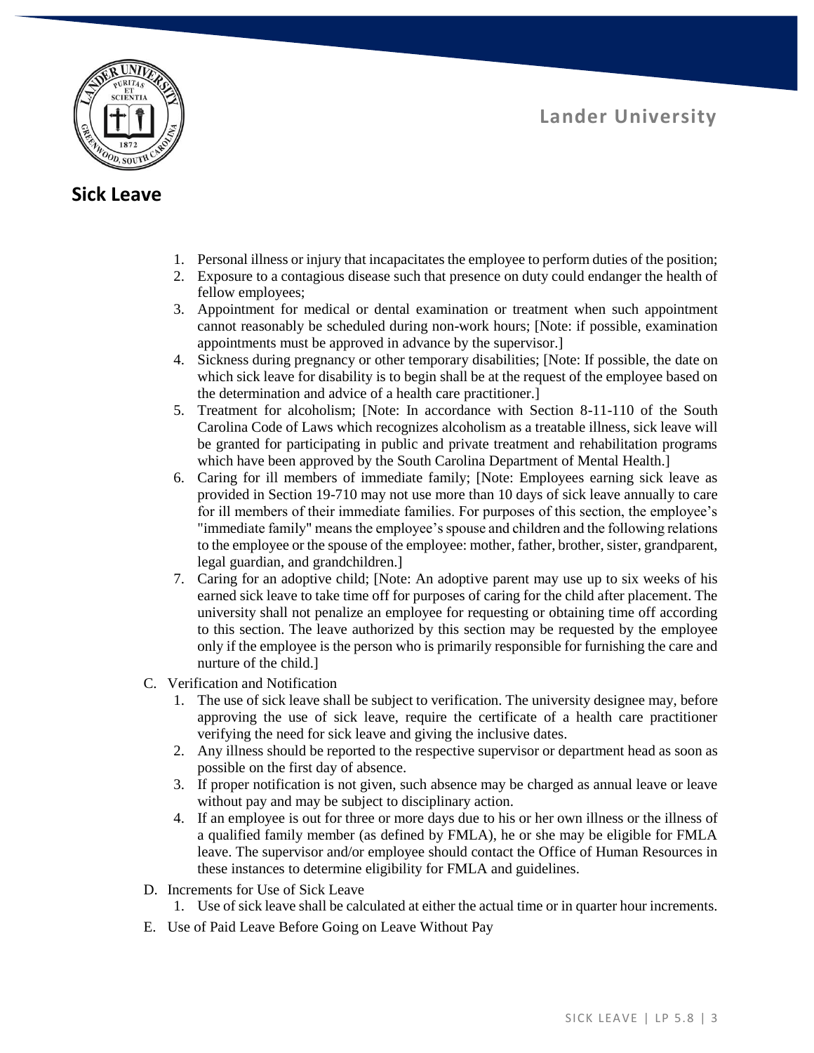## Sick Leave

1. Personal illness or injury that incapacitates the employee to perform duties of the position;
2. Exposure to a contagious disease such that presence on duty could endanger the health of fellow employees;
3. Appointment for medical or dental examination or treatment when such appointment cannot reasonably be scheduled during non-work hours; [Note: if possible, examination appointments must be approved in advance by the supervisor.]
4. Sickness during pregnancy or other temporary disabilities; [Note: If possible, the date on which sick leave for disability is to begin shall be at the request of the employee based on the determination and advice of a health care practitioner.]
5. Treatment for alcoholism; [Note: In accordance with Section 8-11-110 of the South Carolina Code of Laws which recognizes alcoholism as a treatable illness, sick leave will be granted for participating in public and private treatment and rehabilitation programs which have been approved by the South Carolina Department of Mental Health.]
6. Caring for ill members of immediate family; [Note: Employees earning sick leave as provided in Section 19-710 may not use more than 10 days of sick leave annually to care for ill members of their immediate families. For purposes of this section, the employee's "immediate family" means the employee's spouse and children and the following relations to the employee or the spouse of the employee: mother, father, brother, sister, grandparent, legal guardian, and grandchildren.]
7. Caring for an adoptive child; [Note: An adoptive parent may use up to six weeks of his earned sick leave to take time off for purposes of caring for the child after placement. The university shall not penalize an employee for requesting or obtaining time off according to this section. The leave authorized by this section may be requested by the employee only if the employee is the person who is primarily responsible for furnishing the care and nurture of the child.]

C. Verification and Notification

1. The use of sick leave shall be subject to verification. The university designee may, before approving the use of sick leave, require the certificate of a health care practitioner verifying the need for sick leave and giving the inclusive dates.
2. Any illness should be reported to the respective supervisor or department head as soon as possible on the first day of absence.
3. If proper notification is not given, such absence may be charged as annual leave or leave without pay and may be subject to disciplinary action.
4. If an employee is out for three or more days due to his or her own illness or the illness of a qualified family member (as defined by FMLA), he or she may be eligible for FMLA leave. The supervisor and/or employee should contact the Office of Human Resources in these instances to determine eligibility for FMLA and guidelines.

D. Increments for Use of Sick Leave

1. Use of sick leave shall be calculated at either the actual time or in quarter hour increments.

E. Use of Paid Leave Before Going on Leave Without Pay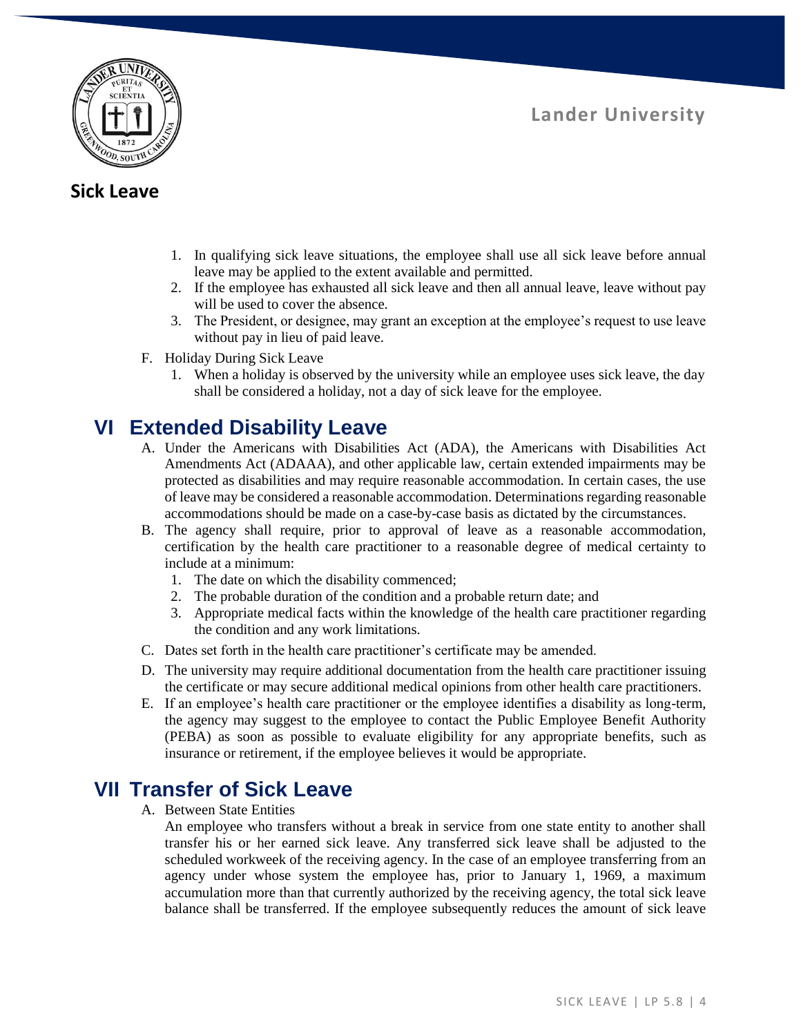1. In qualifying sick leave situations, the employee shall use all sick leave before annual leave may be applied to the extent available and permitted.
2. If the employee has exhausted all sick leave and then all annual leave, leave without pay will be used to cover the absence.
3. The President, or designee, may grant an exception at the employee's request to use leave without pay in lieu of paid leave.

F. Holiday During Sick Leave

1. When a holiday is observed by the university while an employee uses sick leave, the day shall be considered a holiday, not a day of sick leave for the employee.

## VI Extended Disability Leave

A. Under the Americans with Disabilities Act (ADA), the Americans with Disabilities Act Amendments Act (ADAAA), and other applicable law, certain extended impairments may be protected as disabilities and may require reasonable accommodation. In certain cases, the use of leave may be considered a reasonable accommodation. Determinations regarding reasonable accommodations should be made on a case-by-case basis as dictated by the circumstances.

B. The agency shall require, prior to approval of leave as a reasonable accommodation, certification by the health care practitioner to a reasonable degree of medical certainty to include at a minimum:

1. The date on which the disability commenced;
2. The probable duration of the condition and a probable return date; and
3. Appropriate medical facts within the knowledge of the health care practitioner regarding the condition and any work limitations.

C. Dates set forth in the health care practitioner's certificate may be amended.

D. The university may require additional documentation from the health care practitioner issuing the certificate or may secure additional medical opinions from other health care practitioners.

E. If an employee's health care practitioner or the employee identifies a disability as long-term, the agency may suggest to the employee to contact the Public Employee Benefit Authority (PEBA) as soon as possible to evaluate eligibility for any appropriate benefits, such as insurance or retirement, if the employee believes it would be appropriate.

## VII Transfer of Sick Leave

A. Between State Entities

An employee who transfers without a break in service from one state entity to another shall transfer his or her earned sick leave. Any transferred sick leave shall be adjusted to the scheduled workweek of the receiving agency. In the case of an employee transferring from an agency under whose system the employee has, prior to January 1, 1969, a maximum accumulation more than that currently authorized by the receiving agency, the total sick leave balance shall be transferred. If the employee subsequently reduces the amount of sick leave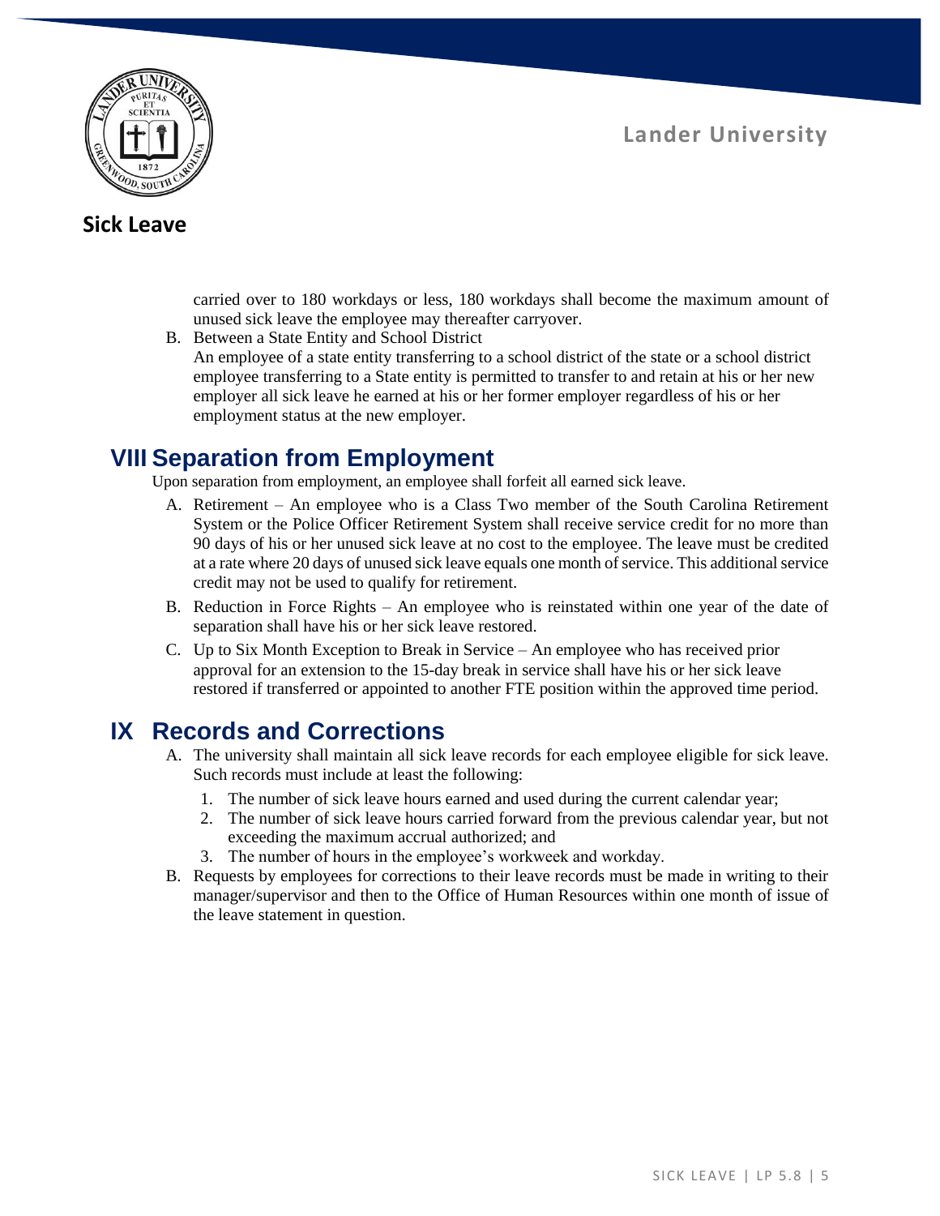carried over to 180 workdays or less, 180 workdays shall become the maximum amount of unused sick leave the employee may thereafter carryover.

B. Between a State Entity and School District
An employee of a state entity transferring to a school district of the state or a school district employee transferring to a State entity is permitted to transfer to and retain at his or her new employer all sick leave he earned at his or her former employer regardless of his or her employment status at the new employer.

## VIII Separation from Employment

Upon separation from employment, an employee shall forfeit all earned sick leave.

A. Retirement – An employee who is a Class Two member of the South Carolina Retirement System or the Police Officer Retirement System shall receive service credit for no more than 90 days of his or her unused sick leave at no cost to the employee. The leave must be credited at a rate where 20 days of unused sick leave equals one month of service. This additional service credit may not be used to qualify for retirement.

B. Reduction in Force Rights – An employee who is reinstated within one year of the date of separation shall have his or her sick leave restored.

C. Up to Six Month Exception to Break in Service – An employee who has received prior approval for an extension to the 15-day break in service shall have his or her sick leave restored if transferred or appointed to another FTE position within the approved time period.

## IX Records and Corrections

A. The university shall maintain all sick leave records for each employee eligible for sick leave. Such records must include at least the following:
   1. The number of sick leave hours earned and used during the current calendar year;
   2. The number of sick leave hours carried forward from the previous calendar year, but not exceeding the maximum accrual authorized; and
   3. The number of hours in the employee's workweek and workday.

B. Requests by employees for corrections to their leave records must be made in writing to their manager/supervisor and then to the Office of Human Resources within one month of issue of the leave statement in question.